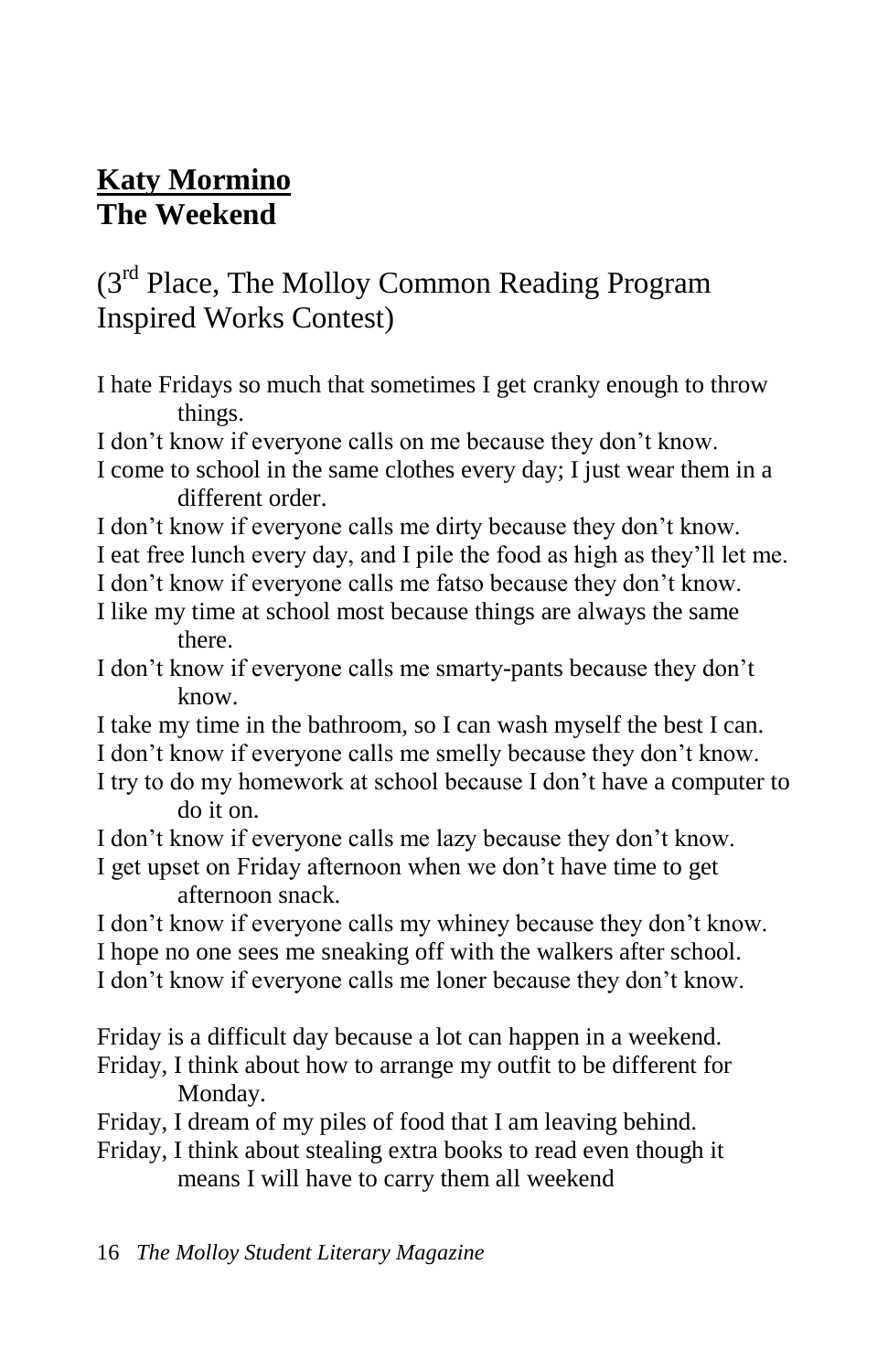## **Katy Mormino**
## **The Weekend**

(3rd Place, The Molloy Common Reading Program Inspired Works Contest)

I hate Fridays so much that sometimes I get cranky enough to throw things.
I don't know if everyone calls on me because they don't know.
I come to school in the same clothes every day; I just wear them in a different order.
I don't know if everyone calls me dirty because they don't know.
I eat free lunch every day, and I pile the food as high as they'll let me.
I don't know if everyone calls me fatso because they don't know.
I like my time at school most because things are always the same there.
I don't know if everyone calls me smarty-pants because they don't know.
I take my time in the bathroom, so I can wash myself the best I can.
I don't know if everyone calls me smelly because they don't know.
I try to do my homework at school because I don't have a computer to do it on.
I don't know if everyone calls me lazy because they don't know.
I get upset on Friday afternoon when we don't have time to get afternoon snack.
I don't know if everyone calls my whiney because they don't know.
I hope no one sees me sneaking off with the walkers after school.
I don't know if everyone calls me loner because they don't know.

Friday is a difficult day because a lot can happen in a weekend.
Friday, I think about how to arrange my outfit to be different for Monday.
Friday, I dream of my piles of food that I am leaving behind.
Friday, I think about stealing extra books to read even though it means I will have to carry them all weekend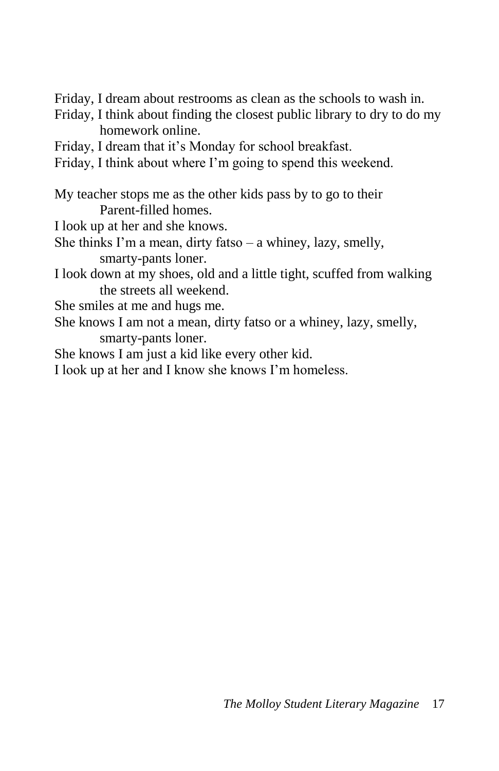Friday, I dream about restrooms as clean as the schools to wash in.
Friday, I think about finding the closest public library to dry to do my homework online.
Friday, I dream that it's Monday for school breakfast.
Friday, I think about where I'm going to spend this weekend.

My teacher stops me as the other kids pass by to go to their Parent-filled homes.
I look up at her and she knows.
She thinks I'm a mean, dirty fatso – a whiney, lazy, smelly, smarty-pants loner.
I look down at my shoes, old and a little tight, scuffed from walking the streets all weekend.
She smiles at me and hugs me.
She knows I am not a mean, dirty fatso or a whiney, lazy, smelly, smarty-pants loner.
She knows I am just a kid like every other kid.
I look up at her and I know she knows I'm homeless.